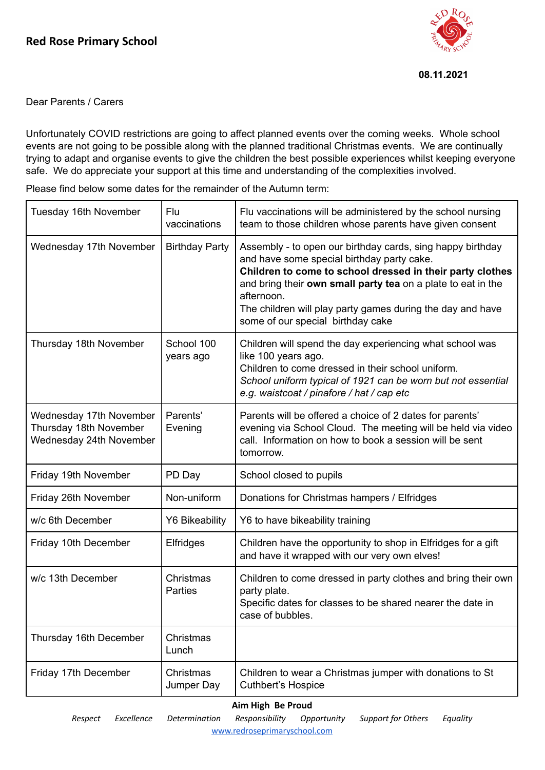# Red Rose Primary School

**08.11.2021**

Dear Parents / Carers

Unfortunately COVID restrictions are going to affect planned events over the coming weeks. Whole school events are not going to be possible along with the planned traditional Christmas events. We are continually trying to adapt and organise events to give the children the best possible experiences whilst keeping everyone safe. We do appreciate your support at this time and understanding of the complexities involved.

Please find below some dates for the remainder of the Autumn term:

| | | |
|---|---|---|
| Tuesday 16th November | Flu vaccinations | Flu vaccinations will be administered by the school nursing team to those children whose parents have given consent |
| Wednesday 17th November | Birthday Party | Assembly - to open our birthday cards, sing happy birthday and have some special birthday party cake.<br>**Children to come to school dressed in their party clothes** and bring their **own small party tea** on a plate to eat in the afternoon.<br>The children will play party games during the day and have some of our special birthday cake |
| Thursday 18th November | School 100 years ago | Children will spend the day experiencing what school was like 100 years ago.<br>Children to come dressed in their school uniform.<br>*School uniform typical of 1921 can be worn but not essential e.g. waistcoat / pinafore / hat / cap etc* |
| Wednesday 17th November<br>Thursday 18th November<br>Wednesday 24th November | Parents' Evening | Parents will be offered a choice of 2 dates for parents' evening via School Cloud. The meeting will be held via video call. Information on how to book a session will be sent tomorrow. |
| Friday 19th November | PD Day | School closed to pupils |
| Friday 26th November | Non-uniform | Donations for Christmas hampers / Elfridges |
| w/c 6th December | Y6 Bikeability | Y6 to have bikeability training |
| Friday 10th December | Elfridges | Children have the opportunity to shop in Elfridges for a gift and have it wrapped with our very own elves! |
| w/c 13th December | Christmas Parties | Children to come dressed in party clothes and bring their own party plate.<br>Specific dates for classes to be shared nearer the date in case of bubbles. |
| Thursday 16th December | Christmas Lunch | |
| Friday 17th December | Christmas Jumper Day | Children to wear a Christmas jumper with donations to St Cuthbert's Hospice |

**Aim High Be Proud**

*Respect Excellence Determination Responsibility Opportunity Support for Others Equality*

www.redroseprimaryschool.com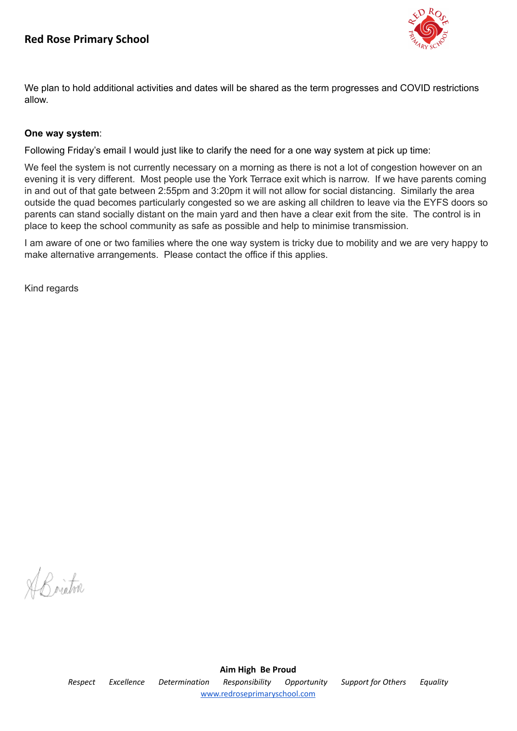We plan to hold additional activities and dates will be shared as the term progresses and COVID restrictions allow.

**One way system**:

Following Friday's email I would just like to clarify the need for a one way system at pick up time:

We feel the system is not currently necessary on a morning as there is not a lot of congestion however on an evening it is very different. Most people use the York Terrace exit which is narrow. If we have parents coming in and out of that gate between 2:55pm and 3:20pm it will not allow for social distancing. Similarly the area outside the quad becomes particularly congested so we are asking all children to leave via the EYFS doors so parents can stand socially distant on the main yard and then have a clear exit from the site. The control is in place to keep the school community as safe as possible and help to minimise transmission.

I am aware of one or two families where the one way system is tricky due to mobility and we are very happy to make alternative arrangements. Please contact the office if this applies.

Kind regards

A Briston